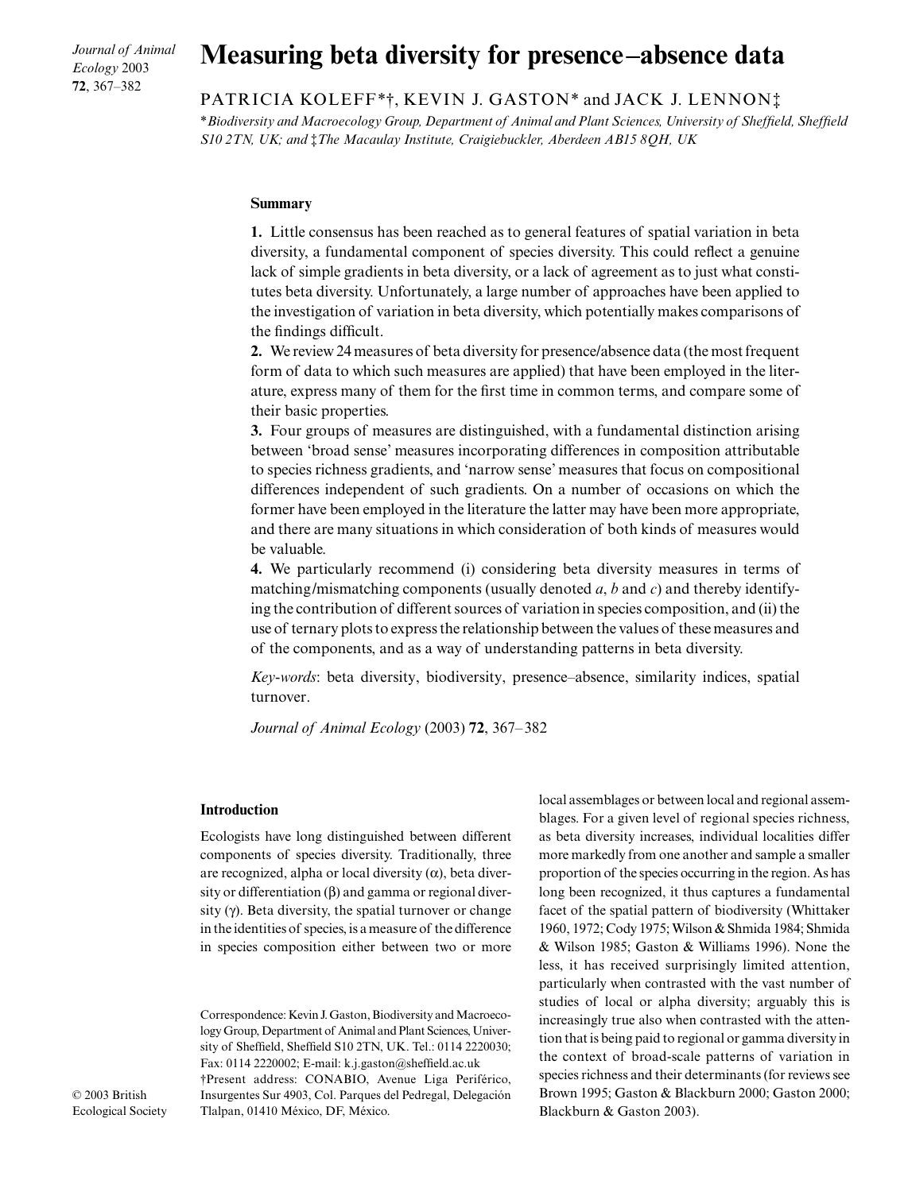# Measuring beta diversity for presence–absence data

PATRICIA KOLEFF*†, KEVIN J. GASTON* and JACK J. LENNON‡

**Biodiversity and Macroecology Group, Department of Animal and Plant Sciences, University of Sheffield, Sheffield S10 2TN, UK; and ‡The Macaulay Institute, Craigiebuckler, Aberdeen AB15 8QH, UK*

## Summary

**1.** Little consensus has been reached as to general features of spatial variation in beta diversity, a fundamental component of species diversity. This could reflect a genuine lack of simple gradients in beta diversity, or a lack of agreement as to just what constitutes beta diversity. Unfortunately, a large number of approaches have been applied to the investigation of variation in beta diversity, which potentially makes comparisons of the findings difficult.

**2.** We review 24 measures of beta diversity for presence/absence data (the most frequent form of data to which such measures are applied) that have been employed in the literature, express many of them for the first time in common terms, and compare some of their basic properties.

**3.** Four groups of measures are distinguished, with a fundamental distinction arising between 'broad sense' measures incorporating differences in composition attributable to species richness gradients, and 'narrow sense' measures that focus on compositional differences independent of such gradients. On a number of occasions on which the former have been employed in the literature the latter may have been more appropriate, and there are many situations in which consideration of both kinds of measures would be valuable.

**4.** We particularly recommend (i) considering beta diversity measures in terms of matching/mismatching components (usually denoted *a*, *b* and *c*) and thereby identifying the contribution of different sources of variation in species composition, and (ii) the use of ternary plots to express the relationship between the values of these measures and of the components, and as a way of understanding patterns in beta diversity.

*Key-words*: beta diversity, biodiversity, presence–absence, similarity indices, spatial turnover.

*Journal of Animal Ecology* (2003) **72**, 367–382

## Introduction

Ecologists have long distinguished between different components of species diversity. Traditionally, three are recognized, alpha or local diversity (α), beta diversity or differentiation (β) and gamma or regional diversity (γ). Beta diversity, the spatial turnover or change in the identities of species, is a measure of the difference in species composition either between two or more local assemblages or between local and regional assemblages. For a given level of regional species richness, as beta diversity increases, individual localities differ more markedly from one another and sample a smaller proportion of the species occurring in the region. As has long been recognized, it thus captures a fundamental facet of the spatial pattern of biodiversity (Whittaker 1960, 1972; Cody 1975; Wilson & Shmida 1984; Shmida & Wilson 1985; Gaston & Williams 1996). None the less, it has received surprisingly limited attention, particularly when contrasted with the vast number of studies of local or alpha diversity; arguably this is increasingly true also when contrasted with the attention that is being paid to regional or gamma diversity in the context of broad-scale patterns of variation in species richness and their determinants (for reviews see Brown 1995; Gaston & Blackburn 2000; Gaston 2000; Blackburn & Gaston 2003).

Correspondence: Kevin J. Gaston, Biodiversity and Macroecology Group, Department of Animal and Plant Sciences, University of Sheffield, Sheffield S10 2TN, UK. Tel.: 0114 2220030; Fax: 0114 2220002; E-mail: k.j.gaston@sheffield.ac.uk

†Present address: CONABIO, Avenue Liga Periférico, Insurgentes Sur 4903, Col. Parques del Pedregal, Delegación Tlalpan, 01410 México, DF, México.

© 2003 British Ecological Society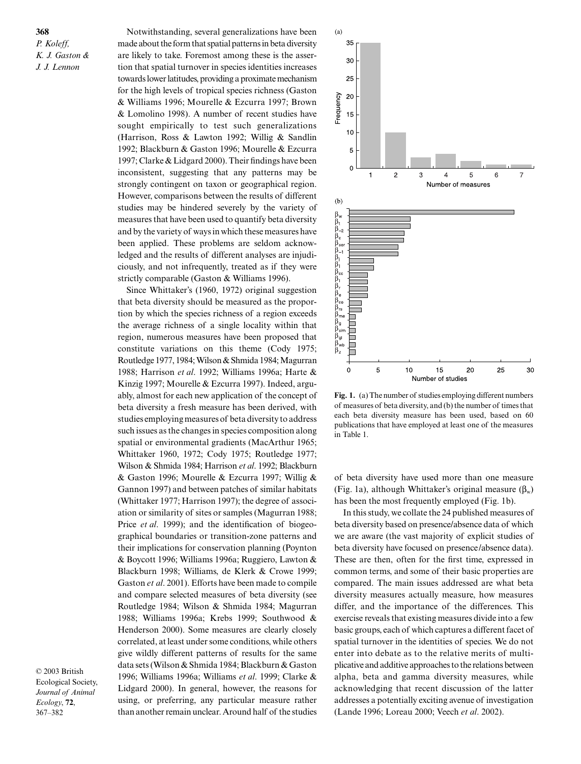Notwithstanding, several generalizations have been made about the form that spatial patterns in beta diversity are likely to take. Foremost among these is the assertion that spatial turnover in species identities increases towards lower latitudes, providing a proximate mechanism for the high levels of tropical species richness (Gaston & Williams 1996; Mourelle & Ezcurra 1997; Brown & Lomolino 1998). A number of recent studies have sought empirically to test such generalizations (Harrison, Ross & Lawton 1992; Willig & Sandlin 1992; Blackburn & Gaston 1996; Mourelle & Ezcurra 1997; Clarke & Lidgard 2000). Their findings have been inconsistent, suggesting that any patterns may be strongly contingent on taxon or geographical region. However, comparisons between the results of different studies may be hindered severely by the variety of measures that have been used to quantify beta diversity and by the variety of ways in which these measures have been applied. These problems are seldom acknowledged and the results of different analyses are injudiciously, and not infrequently, treated as if they were strictly comparable (Gaston & Williams 1996).

Since Whittaker's (1960, 1972) original suggestion that beta diversity should be measured as the proportion by which the species richness of a region exceeds the average richness of a single locality within that region, numerous measures have been proposed that constitute variations on this theme (Cody 1975; Routledge 1977, 1984; Wilson & Shmida 1984; Magurran 1988; Harrison *et al*. 1992; Williams 1996a; Harte & Kinzig 1997; Mourelle & Ezcurra 1997). Indeed, arguably, almost for each new application of the concept of beta diversity a fresh measure has been derived, with studies employing measures of beta diversity to address such issues as the changes in species composition along spatial or environmental gradients (MacArthur 1965; Whittaker 1960, 1972; Cody 1975; Routledge 1977; Wilson & Shmida 1984; Harrison *et al*. 1992; Blackburn & Gaston 1996; Mourelle & Ezcurra 1997; Willig & Gannon 1997) and between patches of similar habitats (Whittaker 1977; Harrison 1997); the degree of association or similarity of sites or samples (Magurran 1988; Price *et al*. 1999); and the identification of biogeographical boundaries or transition-zone patterns and their implications for conservation planning (Poynton & Boycott 1996; Williams 1996a; Ruggiero, Lawton & Blackburn 1998; Williams, de Klerk & Crowe 1999; Gaston *et al*. 2001). Efforts have been made to compile and compare selected measures of beta diversity (see Routledge 1984; Wilson & Shmida 1984; Magurran 1988; Williams 1996a; Krebs 1999; Southwood & Henderson 2000). Some measures are clearly closely correlated, at least under some conditions, while others give wildly different patterns of results for the same data sets (Wilson & Shmida 1984; Blackburn & Gaston 1996; Williams 1996a; Williams *et al*. 1999; Clarke & Lidgard 2000). In general, however, the reasons for using, or preferring, any particular measure rather than another remain unclear. Around half of the studies of beta diversity have used more than one measure (Fig. 1a), although Whittaker's original measure ($\beta_w$) has been the most frequently employed (Fig. 1b).

**Fig. 1.** (a) The number of studies employing different numbers of measures of beta diversity, and (b) the number of times that each beta diversity measure has been used, based on 60 publications that have employed at least one of the measures in Table 1.

In this study, we collate the 24 published measures of beta diversity based on presence/absence data of which we are aware (the vast majority of explicit studies of beta diversity have focused on presence/absence data). These are then, often for the first time, expressed in common terms, and some of their basic properties are compared. The main issues addressed are what beta diversity measures actually measure, how measures differ, and the importance of the differences. This exercise reveals that existing measures divide into a few basic groups, each of which captures a different facet of spatial turnover in the identities of species. We do not enter into debate as to the relative merits of multiplicative and additive approaches to the relations between alpha, beta and gamma diversity measures, while acknowledging that recent discussion of the latter addresses a potentially exciting avenue of investigation (Lande 1996; Loreau 2000; Veech *et al*. 2002).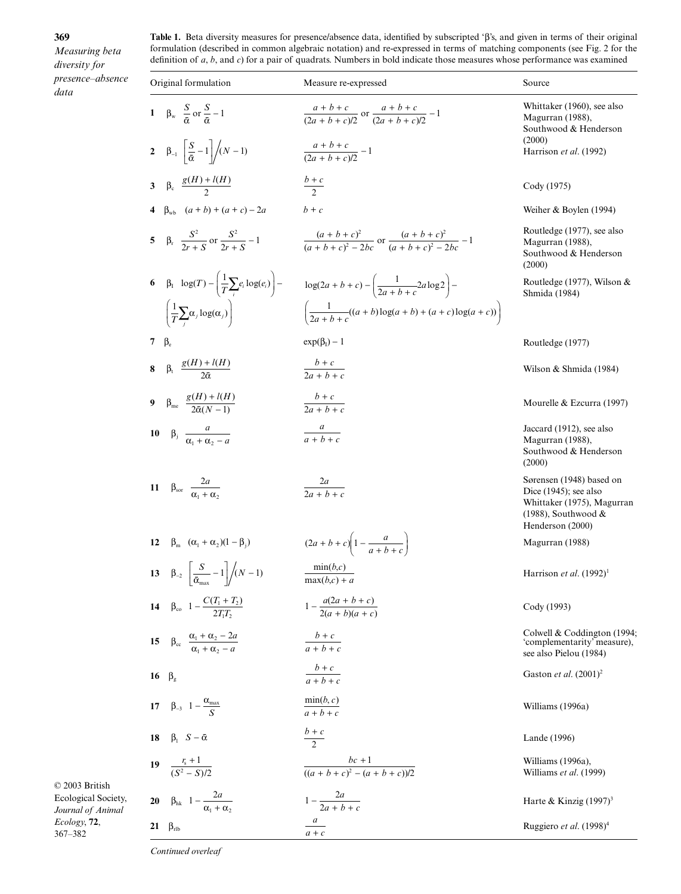**Table 1.** Beta diversity measures for presence/absence data, identified by subscripted 'β's, and given in terms of their original formulation (described in common algebraic notation) and re-expressed in terms of matching components (see Fig. 2 for the definition of $a$, $b$, and $c$) for a pair of quadrats. Numbers in bold indicate those measures whose performance was examined

| Original formulation | | | Measure re-expressed | Source |
|---|---|---|---|---|
| **1** | $\beta_w$ | $\frac{S}{\bar{\alpha}}$ or $\frac{S}{\bar{\alpha}} - 1$ | $\frac{a+b+c}{(2a+b+c)/2}$ or $\frac{a+b+c}{(2a+b+c)/2} - 1$ | Whittaker (1960), see also Magurran (1988), Southwood & Henderson (2000) |
| **2** | $\beta_{-1}$ | $\left[\frac{S}{\bar{\alpha}} - 1\right] \Big/ (N-1)$ | $\frac{a+b+c}{(2a+b+c)/2} - 1$ | Harrison *et al*. (1992) |
| **3** | $\beta_c$ | $\frac{g(H)+l(H)}{2}$ | $\frac{b+c}{2}$ | Cody (1975) |
| **4** | $\beta_{wb}$ | $(a+b)+(a+c)-2a$ | $b+c$ | Weiher & Boylen (1994) |
| **5** | $\beta_r$ | $\frac{S^2}{2r+S}$ or $\frac{S^2}{2r+S} - 1$ | $\frac{(a+b+c)^2}{(a+b+c)^2-2bc}$ or $\frac{(a+b+c)^2}{(a+b+c)^2-2bc} - 1$ | Routledge (1977), see also Magurran (1988), Southwood & Henderson (2000) |
| **6** | $\beta_I$ | $\log(T) - \left(\frac{1}{T}\sum_i e_i \log(e_i)\right) - \left(\frac{1}{T}\sum_j \alpha_j \log(\alpha_j)\right)$ | $\log(2a+b+c) - \left(\frac{1}{2a+b+c} 2a\log 2\right) - \left(\frac{1}{2a+b+c}((a+b)\log(a+b)+(a+c)\log(a+c))\right)$ | Routledge (1977), Wilson & Shmida (1984) |
| **7** | $\beta_e$ | | $\exp(\beta_I) - 1$ | Routledge (1977) |
| **8** | $\beta_t$ | $\frac{g(H)+l(H)}{2\bar{\alpha}}$ | $\frac{b+c}{2a+b+c}$ | Wilson & Shmida (1984) |
| **9** | $\beta_{me}$ | $\frac{g(H)+l(H)}{2\bar{\alpha}(N-1)}$ | $\frac{b+c}{2a+b+c}$ | Mourelle & Ezcurra (1997) |
| **10** | $\beta_j$ | $\frac{a}{\alpha_1+\alpha_2-a}$ | $\frac{a}{a+b+c}$ | Jaccard (1912), see also Magurran (1988), Southwood & Henderson (2000) |
| **11** | $\beta_{sor}$ | $\frac{2a}{\alpha_1+\alpha_2}$ | $\frac{2a}{2a+b+c}$ | Sørensen (1948) based on Dice (1945); see also Whittaker (1975), Magurran (1988), Southwood & Henderson (2000) |
| 12 | $\beta_m$ | $(\alpha_1+\alpha_2)(1-\beta_j)$ | $(2a+b+c)\left(1-\frac{a}{a+b+c}\right)$ | Magurran (1988) |
| **13** | $\beta_{-2}$ | $\left[\frac{S}{\bar{\alpha}_{max}} - 1\right] \Big/ (N-1)$ | $\frac{\min(b,c)}{\max(b,c)+a}$ | Harrison *et al*. (1992)[1] |
| 14 | $\beta_{co}$ | $1 - \frac{C(T_1+T_2)}{2T_1T_2}$ | $1 - \frac{a(2a+b+c)}{2(a+b)(a+c)}$ | Cody (1993) |
| 15 | $\beta_{cc}$ | $\frac{\alpha_1+\alpha_2-2a}{\alpha_1+\alpha_2-a}$ | $\frac{b+c}{a+b+c}$ | Colwell & Coddington (1994; 'complementarity' measure), see also Pielou (1984) |
| 16 | $\beta_g$ | | $\frac{b+c}{a+b+c}$ | Gaston *et al*. (2001)[2] |
| 17 | $\beta_{-3}$ | $1 - \frac{\alpha_{max}}{S}$ | $\frac{\min(b,c)}{a+b+c}$ | Williams (1996a) |
| 18 | $\beta_l$ | $S - \bar{\alpha}$ | $\frac{b+c}{2}$ | Lande (1996) |
| 19 | | $\frac{r_s+1}{(S^2-S)/2}$ | $\frac{bc+1}{((a+b+c)^2-(a+b+c))/2}$ | Williams (1996a), Williams *et al*. (1999) |
| 20 | $\beta_{hk}$ | $1 - \frac{2a}{\alpha_1+\alpha_2}$ | $1 - \frac{2a}{2a+b+c}$ | Harte & Kinzig (1997)[3] |
| 21 | $\beta_{rlb}$ | | $\frac{a}{a+c}$ | Ruggiero *et al*. (1998)[4] |

*Continued overleaf*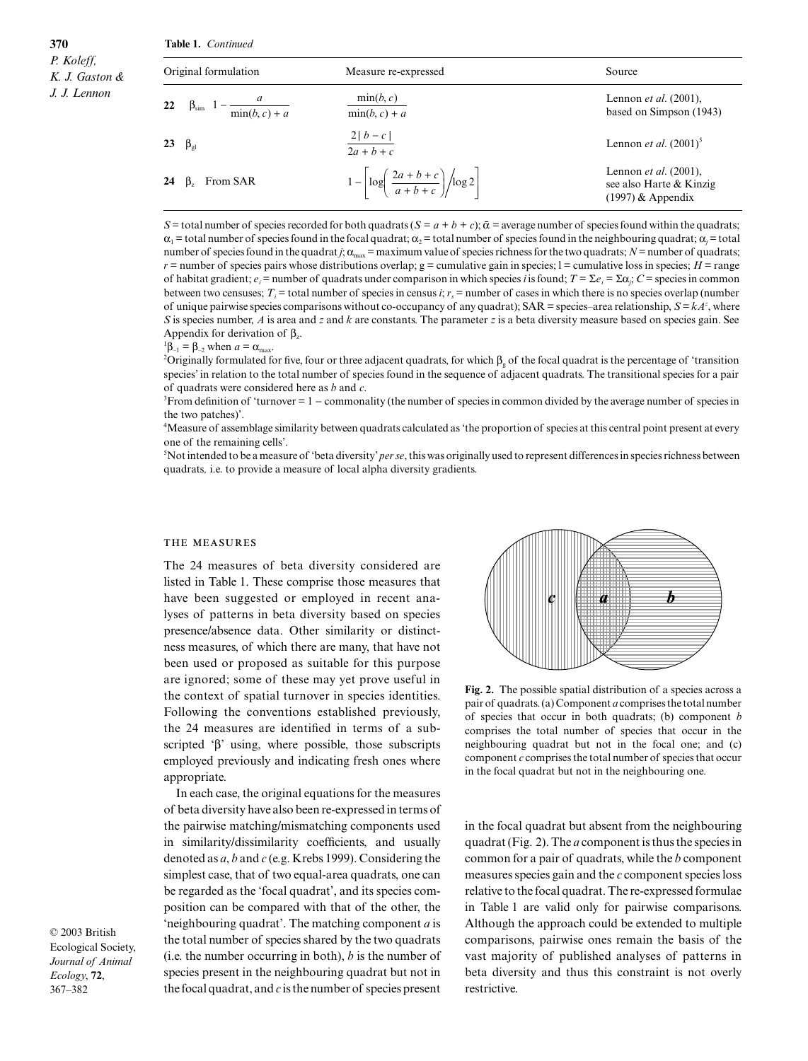**Table 1.** *Continued*

| | Original formulation | Measure re-expressed | Source |
|---|---|---|---|
| **22** | $\beta_{sim}$ $1 - \dfrac{a}{\min(b, c) + a}$ | $\dfrac{\min(b, c)}{\min(b, c) + a}$ | Lennon *et al.* (2001), based on Simpson (1943) |
| **23** | $\beta_{gl}$ | $\dfrac{2\|b - c\|}{2a + b + c}$ | Lennon *et al.* (2001)[5] |
| **24** | $\beta_z$ From SAR | $1 - \left[\log\left(\dfrac{2a + b + c}{a + b + c}\right)\Big/\log 2\right]$ | Lennon *et al.* (2001), see also Harte & Kinzig (1997) & Appendix |

$S$ = total number of species recorded for both quadrats ($S = a + b + c$); $\bar{\alpha}$ = average number of species found within the quadrats; $\alpha_1$ = total number of species found in the focal quadrat; $\alpha_2$ = total number of species found in the neighbouring quadrat; $\alpha_j$ = total number of species found in the quadrat $j$; $\alpha_{max}$ = maximum value of species richness for the two quadrats; $N$ = number of quadrats; $r$ = number of species pairs whose distributions overlap; g = cumulative gain in species; l = cumulative loss in species; $H$ = range of habitat gradient; $e_i$ = number of quadrats under comparison in which species $i$ is found; $T = \Sigma e_i = \Sigma\alpha_j$; $C$ = species in common between two censuses; $T_i$ = total number of species in census $i$; $r_s$ = number of cases in which there is no species overlap (number of unique pairwise species comparisons without co-occupancy of any quadrat); SAR = species–area relationship, $S = kA^z$, where $S$ is species number, $A$ is area and $z$ and $k$ are constants. The parameter $z$ is a beta diversity measure based on species gain. See Appendix for derivation of $\beta_z$.

[1] $\beta_{-1} = \beta_{-2}$ when $a = \alpha_{max}$.

[2] Originally formulated for five, four or three adjacent quadrats, for which $\beta_g$ of the focal quadrat is the percentage of 'transition species' in relation to the total number of species found in the sequence of adjacent quadrats. The transitional species for a pair of quadrats were considered here as $b$ and $c$.

[3] From definition of 'turnover = 1 – commonality (the number of species in common divided by the average number of species in the two patches)'.

[4] Measure of assemblage similarity between quadrats calculated as 'the proportion of species at this central point present at every one of the remaining cells'.

[5] Not intended to be a measure of 'beta diversity' *per se*, this was originally used to represent differences in species richness between quadrats, i.e. to provide a measure of local alpha diversity gradients.

## The measures

The 24 measures of beta diversity considered are listed in Table 1. These comprise those measures that have been suggested or employed in recent analyses of patterns in beta diversity based on species presence/absence data. Other similarity or distinctness measures, of which there are many, that have not been used or proposed as suitable for this purpose are ignored; some of these may yet prove useful in the context of spatial turnover in species identities. Following the conventions established previously, the 24 measures are identified in terms of a subscripted 'β' using, where possible, those subscripts employed previously and indicating fresh ones where appropriate.

In each case, the original equations for the measures of beta diversity have also been re-expressed in terms of the pairwise matching/mismatching components used in similarity/dissimilarity coefficients, and usually denoted as $a$, $b$ and $c$ (e.g. Krebs 1999). Considering the simplest case, that of two equal-area quadrats, one can be regarded as the 'focal quadrat', and its species composition can be compared with that of the other, the 'neighbouring quadrat'. The matching component $a$ is the total number of species shared by the two quadrats (i.e. the number occurring in both), $b$ is the number of species present in the neighbouring quadrat but not in the focal quadrat, and $c$ is the number of species present in the focal quadrat but absent from the neighbouring quadrat (Fig. 2). The $a$ component is thus the species in common for a pair of quadrats, while the $b$ component measures species gain and the $c$ component species loss relative to the focal quadrat. The re-expressed formulae in Table 1 are valid only for pairwise comparisons. Although the approach could be extended to multiple comparisons, pairwise ones remain the basis of the vast majority of published analyses of patterns in beta diversity and thus this constraint is not overly restrictive.

**Fig. 2.** The possible spatial distribution of a species across a pair of quadrats. (a) Component $a$ comprises the total number of species that occur in both quadrats; (b) component $b$ comprises the total number of species that occur in the neighbouring quadrat but not in the focal one; and (c) component $c$ comprises the total number of species that occur in the focal quadrat but not in the neighbouring one.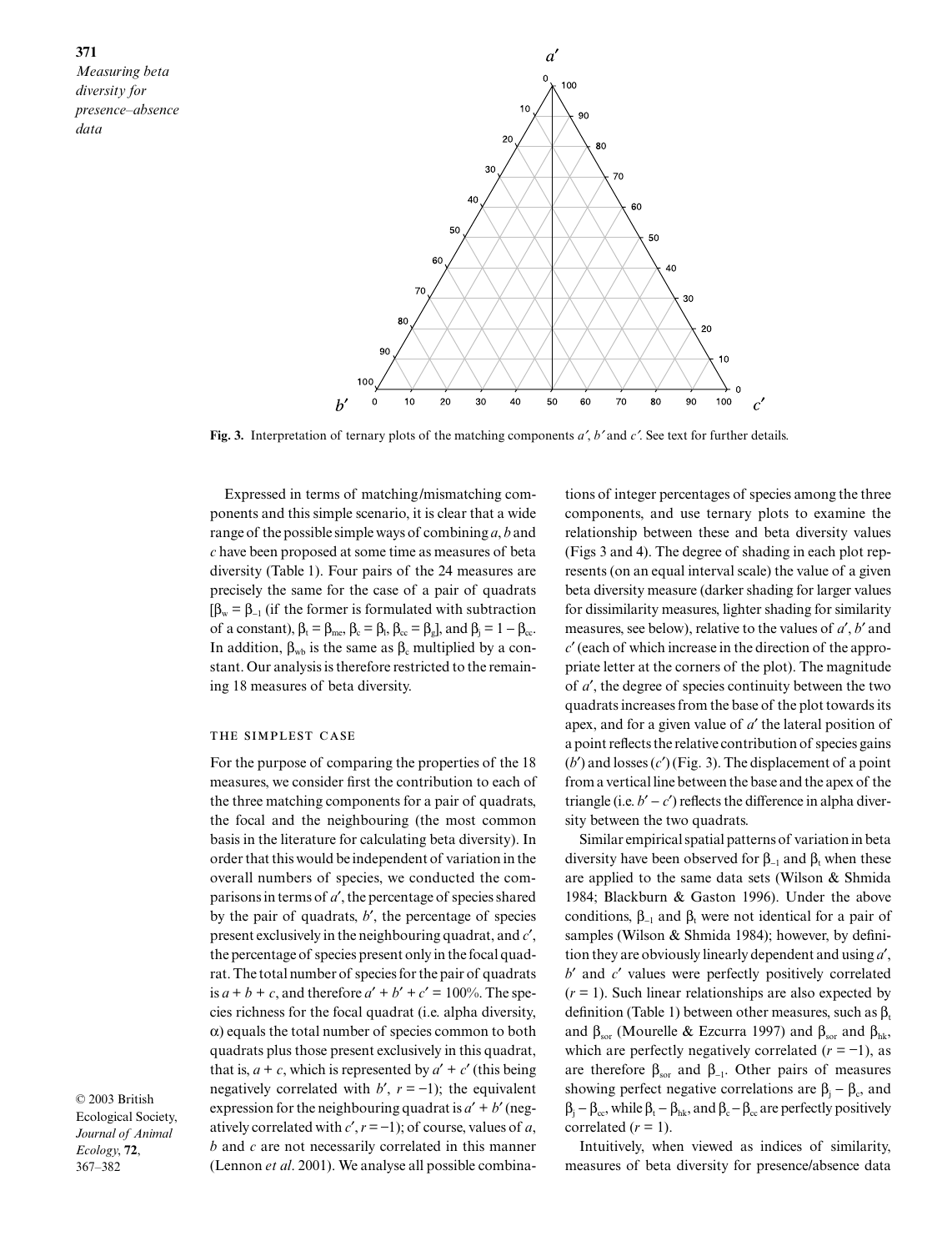Fig. 3. Interpretation of ternary plots of the matching components $a'$, $b'$ and $c'$. See text for further details.

Expressed in terms of matching/mismatching components and this simple scenario, it is clear that a wide range of the possible simple ways of combining $a$, $b$ and $c$ have been proposed at some time as measures of beta diversity (Table 1). Four pairs of the 24 measures are precisely the same for the case of a pair of quadrats [$\beta_w = \beta_{-1}$ (if the former is formulated with subtraction of a constant), $\beta_t = \beta_{me}$, $\beta_c = \beta_l$, $\beta_{cc} = \beta_g$], and $\beta_j = 1 - \beta_{cc}$. In addition, $\beta_{wb}$ is the same as $\beta_c$ multiplied by a constant. Our analysis is therefore restricted to the remaining 18 measures of beta diversity.

## THE SIMPLEST CASE

For the purpose of comparing the properties of the 18 measures, we consider first the contribution to each of the three matching components for a pair of quadrats, the focal and the neighbouring (the most common basis in the literature for calculating beta diversity). In order that this would be independent of variation in the overall numbers of species, we conducted the comparisons in terms of $a'$, the percentage of species shared by the pair of quadrats, $b'$, the percentage of species present exclusively in the neighbouring quadrat, and $c'$, the percentage of species present only in the focal quadrat. The total number of species for the pair of quadrats is $a + b + c$, and therefore $a' + b' + c' = 100\%$. The species richness for the focal quadrat (i.e. alpha diversity, $\alpha$) equals the total number of species common to both quadrats plus those present exclusively in this quadrat, that is, $a + c$, which is represented by $a' + c'$ (this being negatively correlated with $b'$, $r = -1$); the equivalent expression for the neighbouring quadrat is $a' + b'$ (negatively correlated with $c'$, $r = -1$); of course, values of $a$, $b$ and $c$ are not necessarily correlated in this manner (Lennon *et al*. 2001). We analyse all possible combinations of integer percentages of species among the three components, and use ternary plots to examine the relationship between these and beta diversity values (Figs 3 and 4). The degree of shading in each plot represents (on an equal interval scale) the value of a given beta diversity measure (darker shading for larger values for dissimilarity measures, lighter shading for similarity measures, see below), relative to the values of $a'$, $b'$ and $c'$ (each of which increase in the direction of the appropriate letter at the corners of the plot). The magnitude of $a'$, the degree of species continuity between the two quadrats increases from the base of the plot towards its apex, and for a given value of $a'$ the lateral position of a point reflects the relative contribution of species gains ($b'$) and losses ($c'$) (Fig. 3). The displacement of a point from a vertical line between the base and the apex of the triangle (i.e. $b' - c'$) reflects the difference in alpha diversity between the two quadrats.

Similar empirical spatial patterns of variation in beta diversity have been observed for $\beta_{-1}$ and $\beta_t$ when these are applied to the same data sets (Wilson & Shmida 1984; Blackburn & Gaston 1996). Under the above conditions, $\beta_{-1}$ and $\beta_t$ were not identical for a pair of samples (Wilson & Shmida 1984); however, by definition they are obviously linearly dependent and using $a'$, $b'$ and $c'$ values were perfectly positively correlated ($r = 1$). Such linear relationships are also expected by definition (Table 1) between other measures, such as $\beta_t$ and $\beta_{sor}$ (Mourelle & Ezcurra 1997) and $\beta_{sor}$ and $\beta_{hk}$, which are perfectly negatively correlated ($r = -1$), as are therefore $\beta_{sor}$ and $\beta_{-1}$. Other pairs of measures showing perfect negative correlations are $\beta_j - \beta_c$, and $\beta_j - \beta_{cc}$, while $\beta_t - \beta_{hk}$, and $\beta_c - \beta_{cc}$ are perfectly positively correlated ($r = 1$).

Intuitively, when viewed as indices of similarity, measures of beta diversity for presence/absence data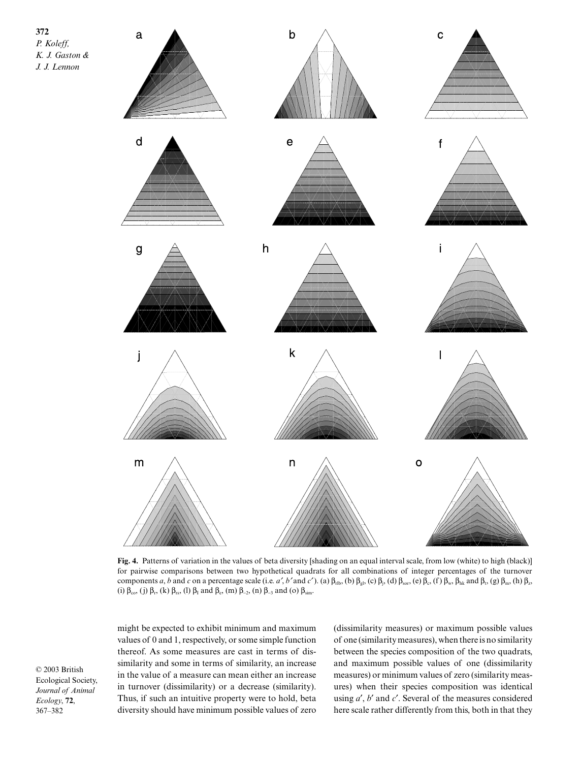**Fig. 4.** Patterns of variation in the values of beta diversity [shading on an equal interval scale, from low (white) to high (black)] for pairwise comparisons between two hypothetical quadrats for all combinations of integer percentages of the turnover components *a*, *b* and *c* on a percentage scale (i.e. $a'$, $b'$ and $c'$). (a) $\beta_{rlb}$, (b) $\beta_{gl}$, (c) $\beta_{j}$, (d) $\beta_{sor}$, (e) $\beta_{c}$, (f) $\beta_{w}$, $\beta_{hk}$ and $\beta_{t}$, (g) $\beta_{m}$, (h) $\beta_{z}$, (i) $\beta_{co}$, (j) $\beta_{r}$, (k) $\beta_{rs}$, (l) $\beta_{I}$ and $\beta_{e}$, (m) $\beta_{-2}$, (n) $\beta_{-3}$ and (o) $\beta_{sim}$.

might be expected to exhibit minimum and maximum values of 0 and 1, respectively, or some simple function thereof. As some measures are cast in terms of dissimilarity and some in terms of similarity, an increase in the value of a measure can mean either an increase in turnover (dissimilarity) or a decrease (similarity). Thus, if such an intuitive property were to hold, beta diversity should have minimum possible values of zero (dissimilarity measures) or maximum possible values of one (similarity measures), when there is no similarity between the species composition of the two quadrats, and maximum possible values of one (dissimilarity measures) or minimum values of zero (similarity measures) when their species composition was identical using $a'$, $b'$ and $c'$. Several of the measures considered here scale rather differently from this, both in that they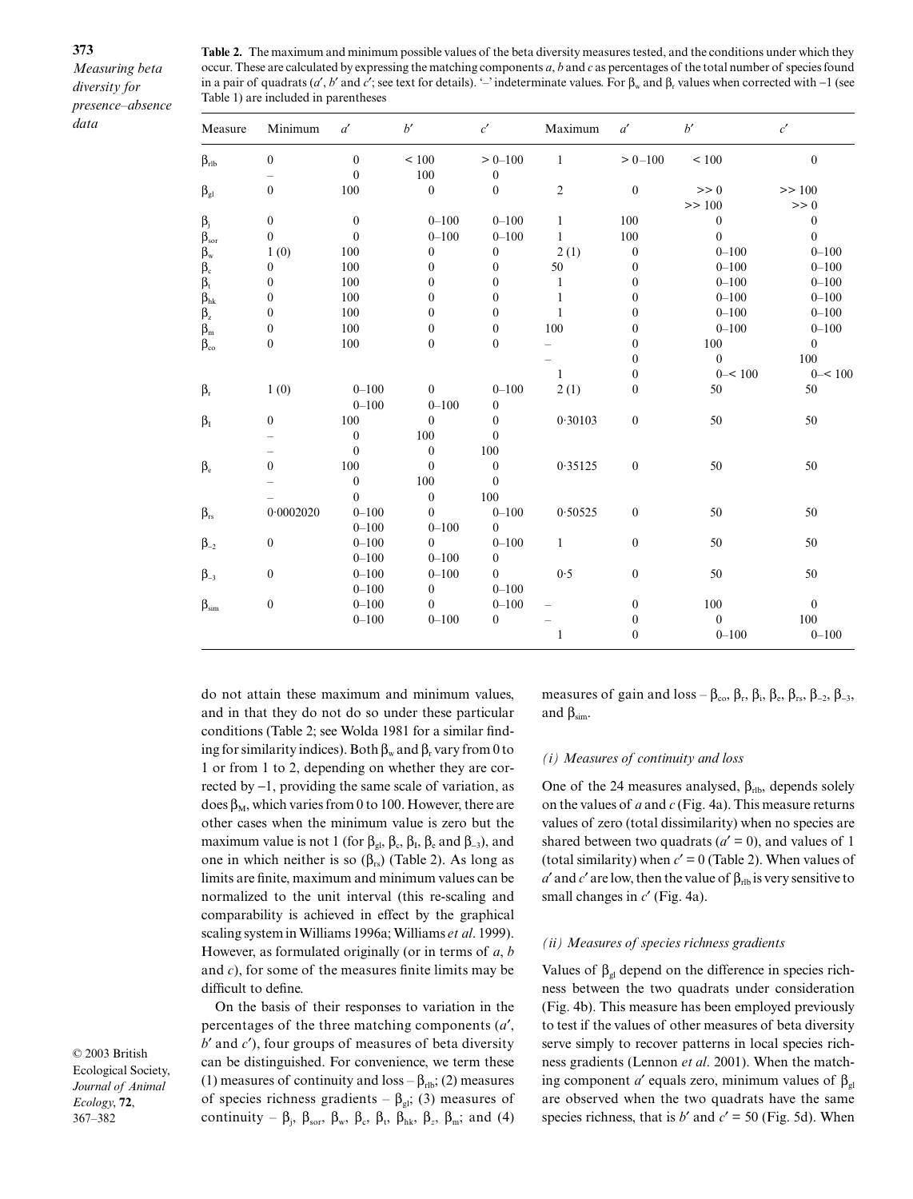**Table 2.** The maximum and minimum possible values of the beta diversity measures tested, and the conditions under which they occur. These are calculated by expressing the matching components $a$, $b$ and $c$ as percentages of the total number of species found in a pair of quadrats ($a'$, $b'$ and $c'$; see text for details). '–' indeterminate values. For $\beta_w$ and $\beta_r$ values when corrected with −1 (see Table 1) are included in parentheses

| Measure | Minimum | $a'$ | $b'$ | $c'$ | Maximum | $a'$ | $b'$ | $c'$ |
|---|---|---|---|---|---|---|---|---|
| $\beta_{rlb}$ | 0 | 0 | < 100 | > 0–100 | 1 | > 0–100 | < 100 | 0 |
| | – | 0 | 100 | 0 | | | | |
| $\beta_{gl}$ | 0 | 100 | 0 | 0 | 2 | 0 | >> 0 | >> 100 |
| | | | | | | | >> 100 | >> 0 |
| $\beta_j$ | 0 | 0 | 0–100 | 0–100 | 1 | 100 | 0 | 0 |
| $\beta_{sor}$ | 0 | 0 | 0–100 | 0–100 | 1 | 100 | 0 | 0 |
| $\beta_w$ | 1 (0) | 100 | 0 | 0 | 2 (1) | 0 | 0–100 | 0–100 |
| $\beta_c$ | 0 | 100 | 0 | 0 | 50 | 0 | 0–100 | 0–100 |
| $\beta_t$ | 0 | 100 | 0 | 0 | 1 | 0 | 0–100 | 0–100 |
| $\beta_{hk}$ | 0 | 100 | 0 | 0 | 1 | 0 | 0–100 | 0–100 |
| $\beta_z$ | 0 | 100 | 0 | 0 | 1 | 0 | 0–100 | 0–100 |
| $\beta_m$ | 0 | 100 | 0 | 0 | 100 | 0 | 0–100 | 0–100 |
| $\beta_{co}$ | 0 | 100 | 0 | 0 | – | 0 | 100 | 0 |
| | | | | | – | 0 | 0 | 100 |
| | | | | | 1 | 0 | 0–< 100 | 0–< 100 |
| $\beta_r$ | 1 (0) | 0–100 | 0 | 0–100 | 2 (1) | 0 | 50 | 50 |
| | | 0–100 | 0–100 | 0 | | | | |
| $\beta_I$ | 0 | 100 | 0 | 0 | 0·30103 | 0 | 50 | 50 |
| | – | 0 | 100 | 0 | | | | |
| | – | 0 | 0 | 100 | | | | |
| $\beta_e$ | 0 | 100 | 0 | 0 | 0·35125 | 0 | 50 | 50 |
| | – | 0 | 100 | 0 | | | | |
| | – | 0 | 0 | 100 | | | | |
| $\beta_{rs}$ | 0·0002020 | 0–100 | 0 | 0–100 | 0·50525 | 0 | 50 | 50 |
| | | 0–100 | 0–100 | 0 | | | | |
| $\beta_{-2}$ | 0 | 0–100 | 0 | 0–100 | 1 | 0 | 50 | 50 |
| | | 0–100 | 0–100 | 0 | | | | |
| $\beta_{-3}$ | 0 | 0–100 | 0–100 | 0 | 0·5 | 0 | 50 | 50 |
| | | 0–100 | 0 | 0–100 | | | | |
| $\beta_{sim}$ | 0 | 0–100 | 0 | 0–100 | – | 0 | 100 | 0 |
| | | 0–100 | 0–100 | 0 | – | 0 | 0 | 100 |
| | | | | | 1 | 0 | 0–100 | 0–100 |

do not attain these maximum and minimum values, and in that they do not do so under these particular conditions (Table 2; see Wolda 1981 for a similar finding for similarity indices). Both $\beta_w$ and $\beta_r$ vary from 0 to 1 or from 1 to 2, depending on whether they are corrected by −1, providing the same scale of variation, as does $\beta_M$, which varies from 0 to 100. However, there are other cases when the minimum value is zero but the maximum value is not 1 (for $\beta_{gl}$, $\beta_c$, $\beta_I$, $\beta_e$ and $\beta_{-3}$), and one in which neither is so ($\beta_{rs}$) (Table 2). As long as limits are finite, maximum and minimum values can be normalized to the unit interval (this re-scaling and comparability is achieved in effect by the graphical scaling system in Williams 1996a; Williams *et al*. 1999). However, as formulated originally (or in terms of $a$, $b$ and $c$), for some of the measures finite limits may be difficult to define.

On the basis of their responses to variation in the percentages of the three matching components ($a'$, $b'$ and $c'$), four groups of measures of beta diversity can be distinguished. For convenience, we term these (1) measures of continuity and loss – $\beta_{rlb}$; (2) measures of species richness gradients – $\beta_{gl}$; (3) measures of continuity – $\beta_j$, $\beta_{sor}$, $\beta_w$, $\beta_c$, $\beta_t$, $\beta_{hk}$, $\beta_z$, $\beta_m$; and (4) measures of gain and loss – $\beta_{co}$, $\beta_r$, $\beta_I$, $\beta_e$, $\beta_{rs}$, $\beta_{-2}$, $\beta_{-3}$, and $\beta_{sim}$.

### *(i) Measures of continuity and loss*

One of the 24 measures analysed, $\beta_{rlb}$, depends solely on the values of $a$ and $c$ (Fig. 4a). This measure returns values of zero (total dissimilarity) when no species are shared between two quadrats ($a' = 0$), and values of 1 (total similarity) when $c' = 0$ (Table 2). When values of $a'$ and $c'$ are low, then the value of $\beta_{rlb}$ is very sensitive to small changes in $c'$ (Fig. 4a).

### *(ii) Measures of species richness gradients*

Values of $\beta_{gl}$ depend on the difference in species richness between the two quadrats under consideration (Fig. 4b). This measure has been employed previously to test if the values of other measures of beta diversity serve simply to recover patterns in local species richness gradients (Lennon *et al*. 2001). When the matching component $a'$ equals zero, minimum values of $\beta_{gl}$ are observed when the two quadrats have the same species richness, that is $b'$ and $c' = 50$ (Fig. 5d). When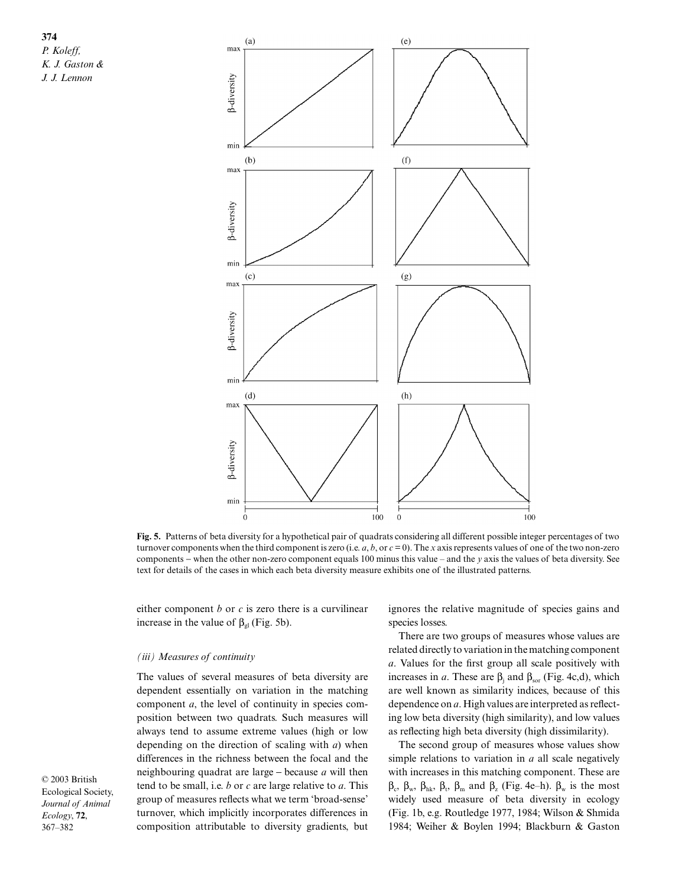**Fig. 5.** Patterns of beta diversity for a hypothetical pair of quadrats considering all different possible integer percentages of two turnover components when the third component is zero (i.e. $a$, $b$, or $c = 0$). The $x$ axis represents values of one of the two non-zero components – when the other non-zero component equals 100 minus this value – and the $y$ axis the values of beta diversity. See text for details of the cases in which each beta diversity measure exhibits one of the illustrated patterns.

either component $b$ or $c$ is zero there is a curvilinear increase in the value of $\beta_{gl}$ (Fig. 5b).

### *(iii) Measures of continuity*

The values of several measures of beta diversity are dependent essentially on variation in the matching component $a$, the level of continuity in species composition between two quadrats. Such measures will always tend to assume extreme values (high or low depending on the direction of scaling with $a$) when differences in the richness between the focal and the neighbouring quadrat are large – because $a$ will then tend to be small, i.e. $b$ or $c$ are large relative to $a$. This group of measures reflects what we term 'broad-sense' turnover, which implicitly incorporates differences in composition attributable to diversity gradients, but ignores the relative magnitude of species gains and species losses.

There are two groups of measures whose values are related directly to variation in the matching component $a$. Values for the first group all scale positively with increases in $a$. These are $\beta_j$ and $\beta_{sor}$ (Fig. 4c,d), which are well known as similarity indices, because of this dependence on $a$. High values are interpreted as reflecting low beta diversity (high similarity), and low values as reflecting high beta diversity (high dissimilarity).

The second group of measures whose values show simple relations to variation in $a$ all scale negatively with increases in this matching component. These are $\beta_c$, $\beta_w$, $\beta_{hk}$, $\beta_t$, $\beta_m$ and $\beta_z$ (Fig. 4e–h). $\beta_w$ is the most widely used measure of beta diversity in ecology (Fig. 1b, e.g. Routledge 1977, 1984; Wilson & Shmida 1984; Weiher & Boylen 1994; Blackburn & Gaston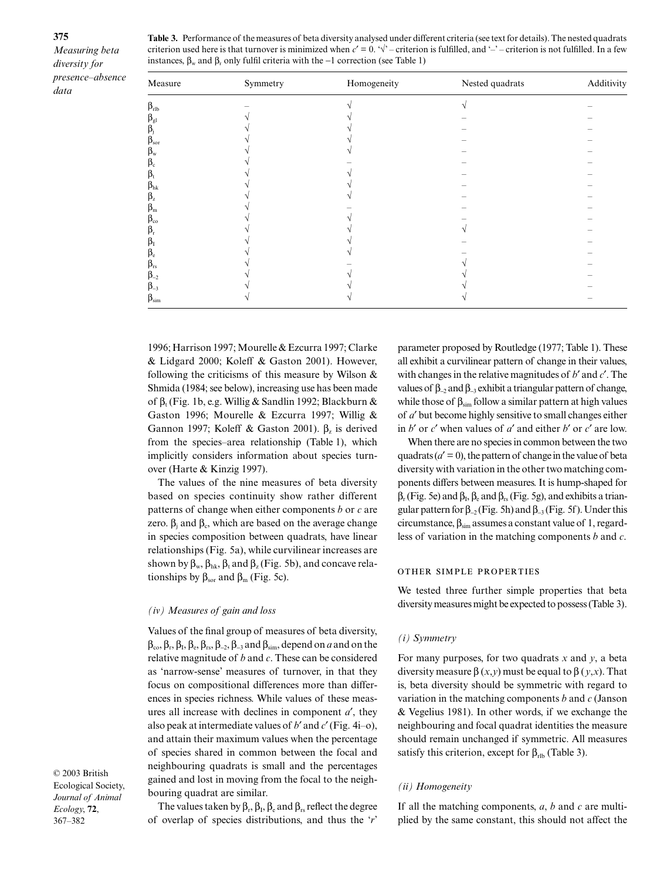**Table 3.** Performance of the measures of beta diversity analysed under different criteria (see text for details). The nested quadrats criterion used here is that turnover is minimized when $c' = 0$. '√' – criterion is fulfilled, and '–' – criterion is not fulfilled. In a few instances, $\beta_w$ and $\beta_t$ only fulfil criteria with the −1 correction (see Table 1)

| Measure | Symmetry | Homogeneity | Nested quadrats | Additivity |
|---|---|---|---|---|
| $\beta_{rlb}$ | – | √ | √ | – |
| $\beta_{gl}$ | √ | √ | – | – |
| $\beta_j$ | √ | √ | – | – |
| $\beta_{sor}$ | √ | √ | – | – |
| $\beta_w$ | √ | √ | – | – |
| $\beta_c$ | √ | – | – | – |
| $\beta_t$ | √ | √ | – | – |
| $\beta_{hk}$ | √ | √ | – | – |
| $\beta_z$ | √ | √ | – | – |
| $\beta_m$ | √ | – | – | – |
| $\beta_{co}$ | √ | √ | – | – |
| $\beta_r$ | √ | √ | √ | – |
| $\beta_I$ | √ | √ | – | – |
| $\beta_e$ | √ | √ | – | – |
| $\beta_{rs}$ | √ | – | √ | – |
| $\beta_{-2}$ | √ | √ | √ | – |
| $\beta_{-3}$ | √ | √ | √ | – |
| $\beta_{sim}$ | √ | √ | √ | – |

1996; Harrison 1997; Mourelle & Ezcurra 1997; Clarke & Lidgard 2000; Koleff & Gaston 2001). However, following the criticisms of this measure by Wilson & Shmida (1984; see below), increasing use has been made of $\beta_t$ (Fig. 1b, e.g. Willig & Sandlin 1992; Blackburn & Gaston 1996; Mourelle & Ezcurra 1997; Willig & Gannon 1997; Koleff & Gaston 2001). $\beta_z$ is derived from the species–area relationship (Table 1), which implicitly considers information about species turnover (Harte & Kinzig 1997).

The values of the nine measures of beta diversity based on species continuity show rather different patterns of change when either components $b$ or $c$ are zero. $\beta_j$ and $\beta_c$, which are based on the average change in species composition between quadrats, have linear relationships (Fig. 5a), while curvilinear increases are shown by $\beta_w$, $\beta_{hk}$, $\beta_t$ and $\beta_z$ (Fig. 5b), and concave relationships by $\beta_{sor}$ and $\beta_m$ (Fig. 5c).

### *(iv) Measures of gain and loss*

Values of the final group of measures of beta diversity, $\beta_{co}$, $\beta_r$, $\beta_I$, $\beta_e$, $\beta_{rs}$, $\beta_{-2}$, $\beta_{-3}$ and $\beta_{sim}$ depend on $a$ and on the relative magnitude of $b$ and $c$. These can be considered as 'narrow-sense' measures of turnover, in that they focus on compositional differences more than differences in species richness. While values of these measures all increase with declines in component $a'$, they also peak at intermediate values of $b'$ and $c'$ (Fig. 4i–o), and attain their maximum values when the percentage of species shared in common between the focal and neighbouring quadrats is small and the percentages gained and lost in moving from the focal to the neighbouring quadrat are similar.

The values taken by $\beta_r$, $\beta_I$, $\beta_e$ and $\beta_{rs}$ reflect the degree of overlap of species distributions, and thus the '$r$' parameter proposed by Routledge (1977; Table 1). These all exhibit a curvilinear pattern of change in their values, with changes in the relative magnitudes of $b'$ and $c'$. The values of $\beta_{-2}$ and $\beta_{-3}$ exhibit a triangular pattern of change, while those of $\beta_{sim}$ follow a similar pattern at high values of $a'$ but become highly sensitive to small changes either in $b'$ or $c'$ when values of $a'$ and either $b'$ or $c'$ are low.

When there are no species in common between the two quadrats ($a' = 0$), the pattern of change in the value of beta diversity with variation in the other two matching components differs between measures. It is hump-shaped for $\beta_r$ (Fig. 5e) and $\beta_I$, $\beta_e$ and $\beta_{rs}$ (Fig. 5g), and exhibits a triangular pattern for $\beta_{-2}$ (Fig. 5h) and $\beta_{-3}$ (Fig. 5f). Under this circumstance, $\beta_{sim}$ assumes a constant value of 1, regardless of variation in the matching components $b$ and $c$.

## OTHER SIMPLE PROPERTIES

We tested three further simple properties that beta diversity measures might be expected to possess (Table 3).

### *(i) Symmetry*

For many purposes, for two quadrats $x$ and $y$, a beta diversity measure $\beta(x,y)$ must be equal to $\beta(y,x)$. That is, beta diversity should be symmetric with regard to variation in the matching components $b$ and $c$ (Janson & Vegelius 1981). In other words, if we exchange the neighbouring and focal quadrat identities the measure should remain unchanged if symmetric. All measures satisfy this criterion, except for $\beta_{rlb}$ (Table 3).

### *(ii) Homogeneity*

If all the matching components, $a$, $b$ and $c$ are multiplied by the same constant, this should not affect the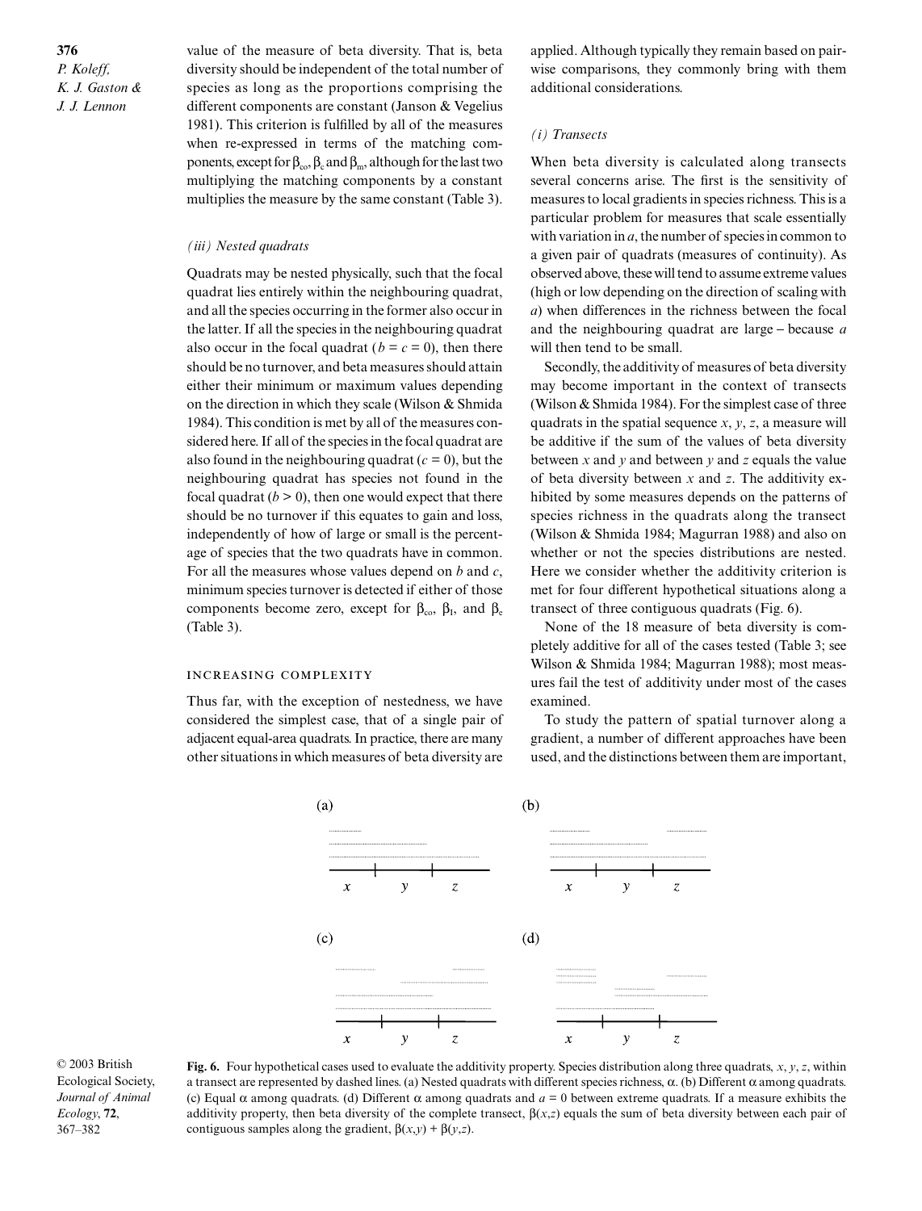value of the measure of beta diversity. That is, beta diversity should be independent of the total number of species as long as the proportions comprising the different components are constant (Janson & Vegelius 1981). This criterion is fulfilled by all of the measures when re-expressed in terms of the matching components, except for $\beta_{co}$, $\beta_c$ and $\beta_m$, although for the last two multiplying the matching components by a constant multiplies the measure by the same constant (Table 3).

### *(iii) Nested quadrats*

Quadrats may be nested physically, such that the focal quadrat lies entirely within the neighbouring quadrat, and all the species occurring in the former also occur in the latter. If all the species in the neighbouring quadrat also occur in the focal quadrat ($b = c = 0$), then there should be no turnover, and beta measures should attain either their minimum or maximum values depending on the direction in which they scale (Wilson & Shmida 1984). This condition is met by all of the measures considered here. If all of the species in the focal quadrat are also found in the neighbouring quadrat ($c = 0$), but the neighbouring quadrat has species not found in the focal quadrat ($b > 0$), then one would expect that there should be no turnover if this equates to gain and loss, independently of how of large or small is the percentage of species that the two quadrats have in common. For all the measures whose values depend on $b$ and $c$, minimum species turnover is detected if either of those components become zero, except for $\beta_{co}$, $\beta_I$, and $\beta_e$ (Table 3).

## INCREASING COMPLEXITY

Thus far, with the exception of nestedness, we have considered the simplest case, that of a single pair of adjacent equal-area quadrats. In practice, there are many other situations in which measures of beta diversity are applied. Although typically they remain based on pairwise comparisons, they commonly bring with them additional considerations.

### *(i) Transects*

When beta diversity is calculated along transects several concerns arise. The first is the sensitivity of measures to local gradients in species richness. This is a particular problem for measures that scale essentially with variation in $a$, the number of species in common to a given pair of quadrats (measures of continuity). As observed above, these will tend to assume extreme values (high or low depending on the direction of scaling with $a$) when differences in the richness between the focal and the neighbouring quadrat are large – because $a$ will then tend to be small.

Secondly, the additivity of measures of beta diversity may become important in the context of transects (Wilson & Shmida 1984). For the simplest case of three quadrats in the spatial sequence $x$, $y$, $z$, a measure will be additive if the sum of the values of beta diversity between $x$ and $y$ and between $y$ and $z$ equals the value of beta diversity between $x$ and $z$. The additivity exhibited by some measures depends on the patterns of species richness in the quadrats along the transect (Wilson & Shmida 1984; Magurran 1988) and also on whether or not the species distributions are nested. Here we consider whether the additivity criterion is met for four different hypothetical situations along a transect of three contiguous quadrats (Fig. 6).

None of the 18 measure of beta diversity is completely additive for all of the cases tested (Table 3; see Wilson & Shmida 1984; Magurran 1988); most measures fail the test of additivity under most of the cases examined.

To study the pattern of spatial turnover along a gradient, a number of different approaches have been used, and the distinctions between them are important,

**Fig. 6.** Four hypothetical cases used to evaluate the additivity property. Species distribution along three quadrats, $x$, $y$, $z$, within a transect are represented by dashed lines. (a) Nested quadrats with different species richness, $\alpha$. (b) Different $\alpha$ among quadrats. (c) Equal $\alpha$ among quadrats. (d) Different $\alpha$ among quadrats and $a = 0$ between extreme quadrats. If a measure exhibits the additivity property, then beta diversity of the complete transect, $\beta(x,z)$ equals the sum of beta diversity between each pair of contiguous samples along the gradient, $\beta(x,y) + \beta(y,z)$.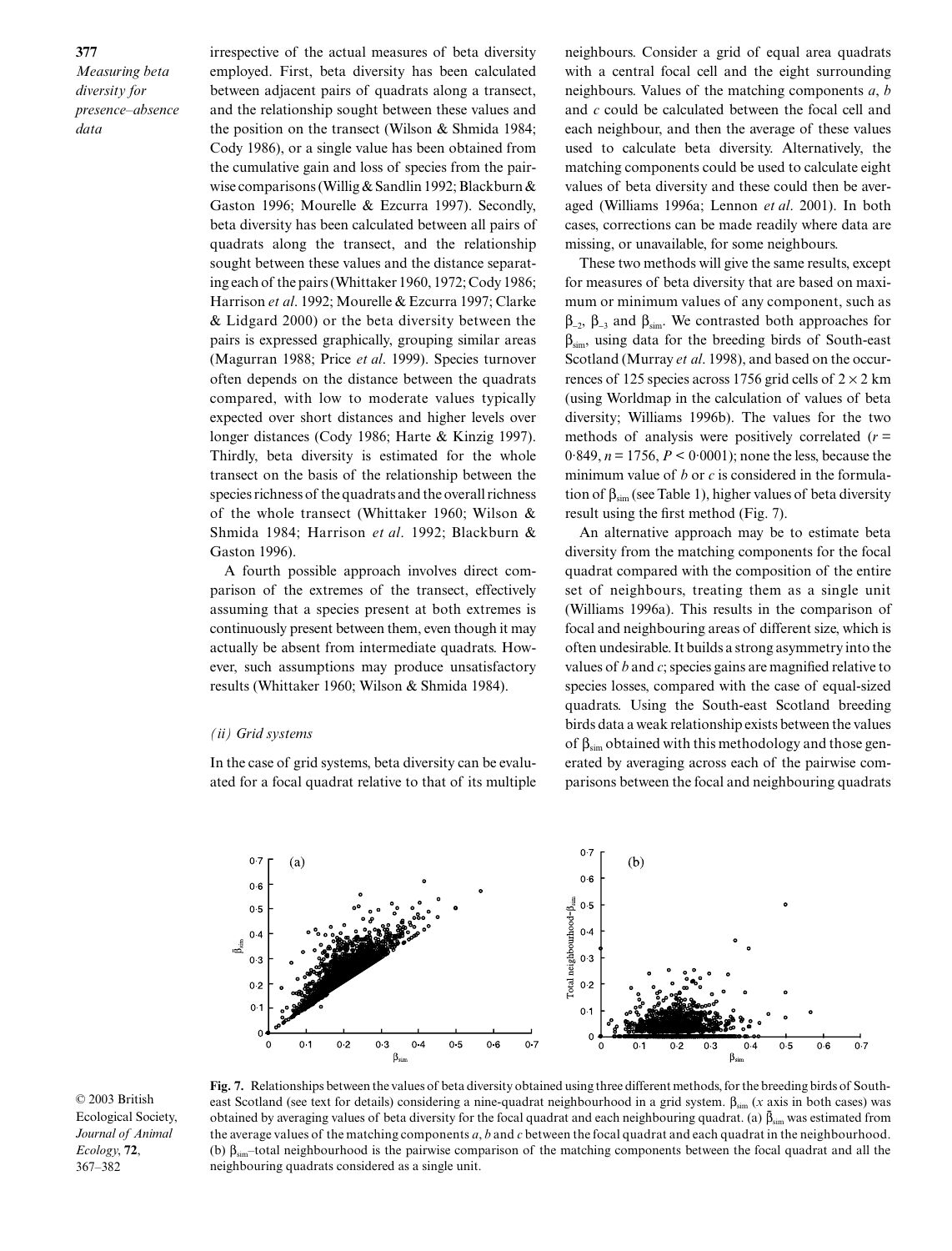irrespective of the actual measures of beta diversity employed. First, beta diversity has been calculated between adjacent pairs of quadrats along a transect, and the relationship sought between these values and the position on the transect (Wilson & Shmida 1984; Cody 1986), or a single value has been obtained from the cumulative gain and loss of species from the pairwise comparisons (Willig & Sandlin 1992; Blackburn & Gaston 1996; Mourelle & Ezcurra 1997). Secondly, beta diversity has been calculated between all pairs of quadrats along the transect, and the relationship sought between these values and the distance separating each of the pairs (Whittaker 1960, 1972; Cody 1986; Harrison *et al*. 1992; Mourelle & Ezcurra 1997; Clarke & Lidgard 2000) or the beta diversity between the pairs is expressed graphically, grouping similar areas (Magurran 1988; Price *et al*. 1999). Species turnover often depends on the distance between the quadrats compared, with low to moderate values typically expected over short distances and higher levels over longer distances (Cody 1986; Harte & Kinzig 1997). Thirdly, beta diversity is estimated for the whole transect on the basis of the relationship between the species richness of the quadrats and the overall richness of the whole transect (Whittaker 1960; Wilson & Shmida 1984; Harrison *et al*. 1992; Blackburn & Gaston 1996).

A fourth possible approach involves direct comparison of the extremes of the transect, effectively assuming that a species present at both extremes is continuously present between them, even though it may actually be absent from intermediate quadrats. However, such assumptions may produce unsatisfactory results (Whittaker 1960; Wilson & Shmida 1984).

### *(ii) Grid systems*

In the case of grid systems, beta diversity can be evaluated for a focal quadrat relative to that of its multiple neighbours. Consider a grid of equal area quadrats with a central focal cell and the eight surrounding neighbours. Values of the matching components *a*, *b* and *c* could be calculated between the focal cell and each neighbour, and then the average of these values used to calculate beta diversity. Alternatively, the matching components could be used to calculate eight values of beta diversity and these could then be averaged (Williams 1996a; Lennon *et al*. 2001). In both cases, corrections can be made readily where data are missing, or unavailable, for some neighbours.

These two methods will give the same results, except for measures of beta diversity that are based on maximum or minimum values of any component, such as $\beta_{-2}$, $\beta_{-3}$ and $\beta_{sim}$. We contrasted both approaches for $\beta_{sim}$, using data for the breeding birds of South-east Scotland (Murray *et al*. 1998), and based on the occurrences of 125 species across 1756 grid cells of $2 \times 2$ km (using Worldmap in the calculation of values of beta diversity; Williams 1996b). The values for the two methods of analysis were positively correlated ($r = 0{\cdot}849$, $n = 1756$, $P < 0{\cdot}0001$); none the less, because the minimum value of *b* or *c* is considered in the formulation of $\beta_{sim}$ (see Table 1), higher values of beta diversity result using the first method (Fig. 7).

An alternative approach may be to estimate beta diversity from the matching components for the focal quadrat compared with the composition of the entire set of neighbours, treating them as a single unit (Williams 1996a). This results in the comparison of focal and neighbouring areas of different size, which is often undesirable. It builds a strong asymmetry into the values of *b* and *c*; species gains are magnified relative to species losses, compared with the case of equal-sized quadrats. Using the South-east Scotland breeding birds data a weak relationship exists between the values of $\beta_{sim}$ obtained with this methodology and those generated by averaging across each of the pairwise comparisons between the focal and neighbouring quadrats

**Fig. 7.** Relationships between the values of beta diversity obtained using three different methods, for the breeding birds of South-east Scotland (see text for details) considering a nine-quadrat neighbourhood in a grid system. $\beta_{sim}$ (*x* axis in both cases) was obtained by averaging values of beta diversity for the focal quadrat and each neighbouring quadrat. (a) $\bar{\beta}_{sim}$ was estimated from the average values of the matching components *a*, *b* and *c* between the focal quadrat and each quadrat in the neighbourhood. (b) $\beta_{sim}$–total neighbourhood is the pairwise comparison of the matching components between the focal quadrat and all the neighbouring quadrats considered as a single unit.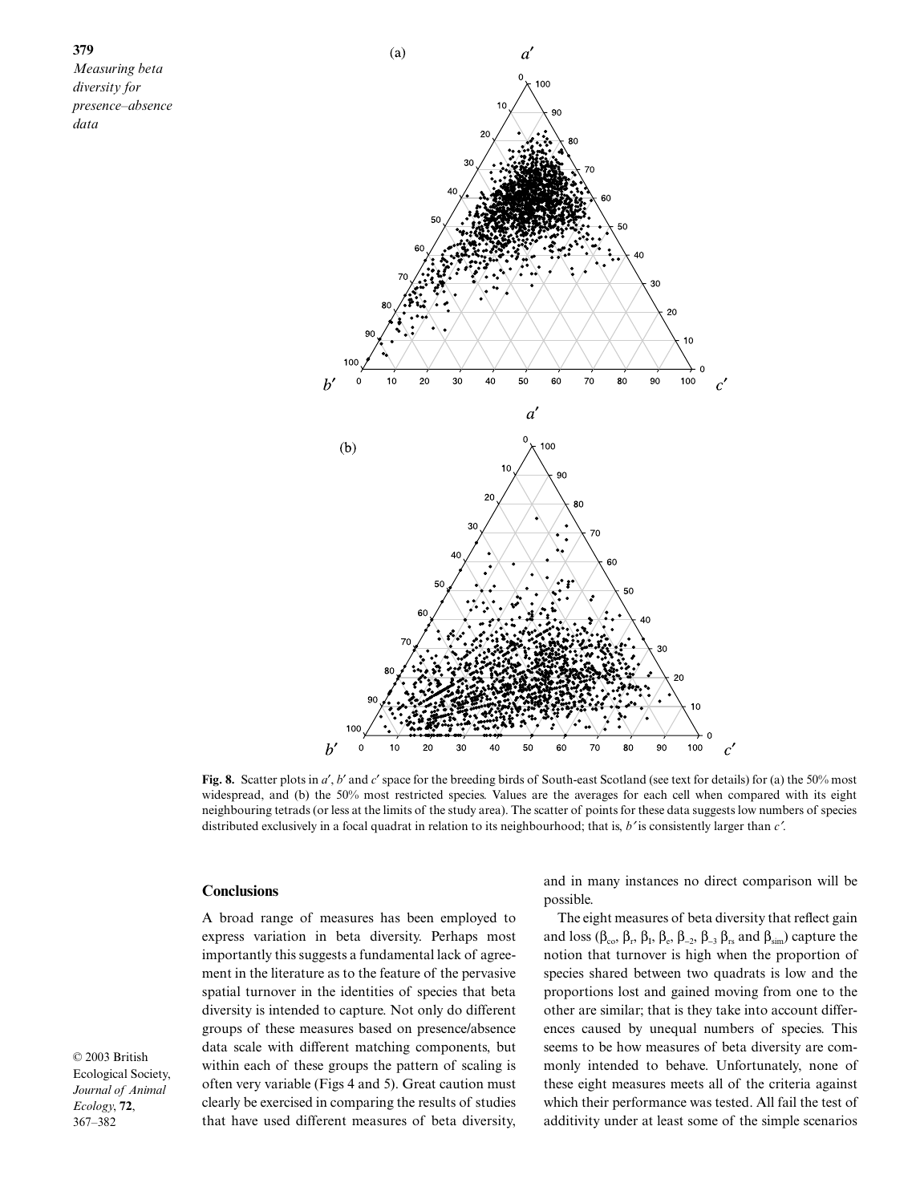Fig. 8. Scatter plots in $a'$, $b'$ and $c'$ space for the breeding birds of South-east Scotland (see text for details) for (a) the 50% most widespread, and (b) the 50% most restricted species. Values are the averages for each cell when compared with its eight neighbouring tetrads (or less at the limits of the study area). The scatter of points for these data suggests low numbers of species distributed exclusively in a focal quadrat in relation to its neighbourhood; that is, $b'$ is consistently larger than $c'$.

## Conclusions

A broad range of measures has been employed to express variation in beta diversity. Perhaps most importantly this suggests a fundamental lack of agreement in the literature as to the feature of the pervasive spatial turnover in the identities of species that beta diversity is intended to capture. Not only do different groups of these measures based on presence/absence data scale with different matching components, but within each of these groups the pattern of scaling is often very variable (Figs 4 and 5). Great caution must clearly be exercised in comparing the results of studies that have used different measures of beta diversity, and in many instances no direct comparison will be possible.

The eight measures of beta diversity that reflect gain and loss ($\beta_{co}$, $\beta_r$, $\beta_I$, $\beta_e$, $\beta_{-2}$, $\beta_{-3}$ $\beta_{rs}$ and $\beta_{sim}$) capture the notion that turnover is high when the proportion of species shared between two quadrats is low and the proportions lost and gained moving from one to the other are similar; that is they take into account differences caused by unequal numbers of species. This seems to be how measures of beta diversity are commonly intended to behave. Unfortunately, none of these eight measures meets all of the criteria against which their performance was tested. All fail the test of additivity under at least some of the simple scenarios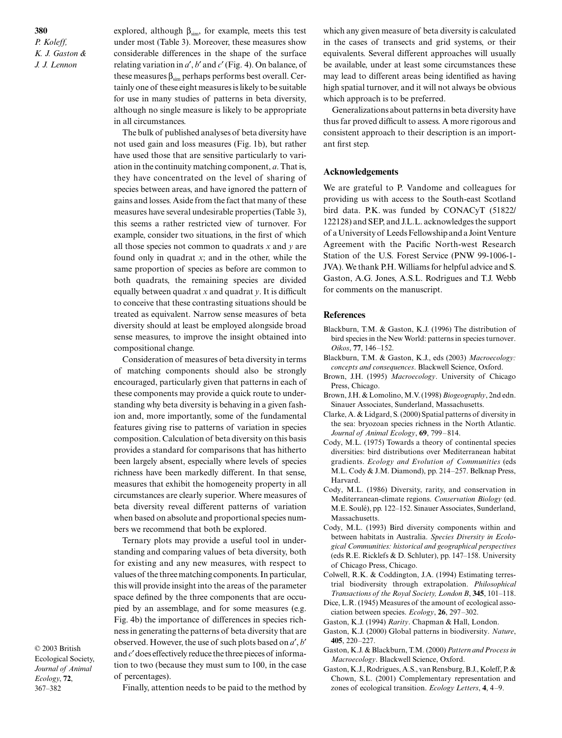explored, although $\beta_{sim}$, for example, meets this test under most (Table 3). Moreover, these measures show considerable differences in the shape of the surface relating variation in $a'$, $b'$ and $c'$ (Fig. 4). On balance, of these measures $\beta_{sim}$ perhaps performs best overall. Certainly one of these eight measures is likely to be suitable for use in many studies of patterns in beta diversity, although no single measure is likely to be appropriate in all circumstances.

The bulk of published analyses of beta diversity have not used gain and loss measures (Fig. 1b), but rather have used those that are sensitive particularly to variation in the continuity matching component, $a$. That is, they have concentrated on the level of sharing of species between areas, and have ignored the pattern of gains and losses. Aside from the fact that many of these measures have several undesirable properties (Table 3), this seems a rather restricted view of turnover. For example, consider two situations, in the first of which all those species not common to quadrats $x$ and $y$ are found only in quadrat $x$; and in the other, while the same proportion of species as before are common to both quadrats, the remaining species are divided equally between quadrat $x$ and quadrat $y$. It is difficult to conceive that these contrasting situations should be treated as equivalent. Narrow sense measures of beta diversity should at least be employed alongside broad sense measures, to improve the insight obtained into compositional change.

Consideration of measures of beta diversity in terms of matching components should also be strongly encouraged, particularly given that patterns in each of these components may provide a quick route to understanding why beta diversity is behaving in a given fashion and, more importantly, some of the fundamental features giving rise to patterns of variation in species composition. Calculation of beta diversity on this basis provides a standard for comparisons that has hitherto been largely absent, especially where levels of species richness have been markedly different. In that sense, measures that exhibit the homogeneity property in all circumstances are clearly superior. Where measures of beta diversity reveal different patterns of variation when based on absolute and proportional species numbers we recommend that both be explored.

Ternary plots may provide a useful tool in understanding and comparing values of beta diversity, both for existing and any new measures, with respect to values of the three matching components. In particular, this will provide insight into the areas of the parameter space defined by the three components that are occupied by an assemblage, and for some measures (e.g. Fig. 4b) the importance of differences in species richness in generating the patterns of beta diversity that are observed. However, the use of such plots based on $a'$, $b'$ and $c'$ does effectively reduce the three pieces of information to two (because they must sum to 100, in the case of percentages).

Finally, attention needs to be paid to the method by which any given measure of beta diversity is calculated in the cases of transects and grid systems, or their equivalents. Several different approaches will usually be available, under at least some circumstances these may lead to different areas being identified as having high spatial turnover, and it will not always be obvious which approach is to be preferred.

Generalizations about patterns in beta diversity have thus far proved difficult to assess. A more rigorous and consistent approach to their description is an important first step.

## Acknowledgements

We are grateful to P. Vandome and colleagues for providing us with access to the South-east Scotland bird data. P.K. was funded by CONACyT (51822/122128) and SEP, and J.L.L. acknowledges the support of a University of Leeds Fellowship and a Joint Venture Agreement with the Pacific North-west Research Station of the U.S. Forest Service (PNW 99-1006-1-JVA). We thank P.H. Williams for helpful advice and S. Gaston, A.G. Jones, A.S.L. Rodrigues and T.J. Webb for comments on the manuscript.

## References

Blackburn, T.M. & Gaston, K.J. (1996) The distribution of bird species in the New World: patterns in species turnover. *Oikos*, **77**, 146–152.

Blackburn, T.M. & Gaston, K.J., eds (2003) *Macroecology: concepts and consequences*. Blackwell Science, Oxford.

Brown, J.H. (1995) *Macroecology*. University of Chicago Press, Chicago.

Brown, J.H. & Lomolino, M.V. (1998) *Biogeography*, 2nd edn. Sinauer Associates, Sunderland, Massachusetts.

Clarke, A. & Lidgard, S. (2000) Spatial patterns of diversity in the sea: bryozoan species richness in the North Atlantic. *Journal of Animal Ecology*, **69**, 799–814.

Cody, M.L. (1975) Towards a theory of continental species diversities: bird distributions over Mediterranean habitat gradients. *Ecology and Evolution of Communities* (eds M.L. Cody & J.M. Diamond), pp. 214–257. Belknap Press, Harvard.

Cody, M.L. (1986) Diversity, rarity, and conservation in Mediterranean-climate regions. *Conservation Biology* (ed. M.E. Soulé), pp. 122–152. Sinauer Associates, Sunderland, Massachusetts.

Cody, M.L. (1993) Bird diversity components within and between habitats in Australia. *Species Diversity in Ecological Communities: historical and geographical perspectives* (eds R.E. Ricklefs & D. Schluter), pp. 147–158. University of Chicago Press, Chicago.

Colwell, R.K. & Coddington, J.A. (1994) Estimating terrestrial biodiversity through extrapolation. *Philosophical Transactions of the Royal Society, London B*, **345**, 101–118.

Dice, L.R. (1945) Measures of the amount of ecological association between species. *Ecology*, **26**, 297–302.

Gaston, K.J. (1994) *Rarity*. Chapman & Hall, London.

Gaston, K.J. (2000) Global patterns in biodiversity. *Nature*, **405**, 220–227.

Gaston, K.J. & Blackburn, T.M. (2000) *Pattern and Process in Macroecology*. Blackwell Science, Oxford.

Gaston, K.J., Rodrigues, A.S., van Rensburg, B.J., Koleff, P. & Chown, S.L. (2001) Complementary representation and zones of ecological transition. *Ecology Letters*, **4**, 4–9.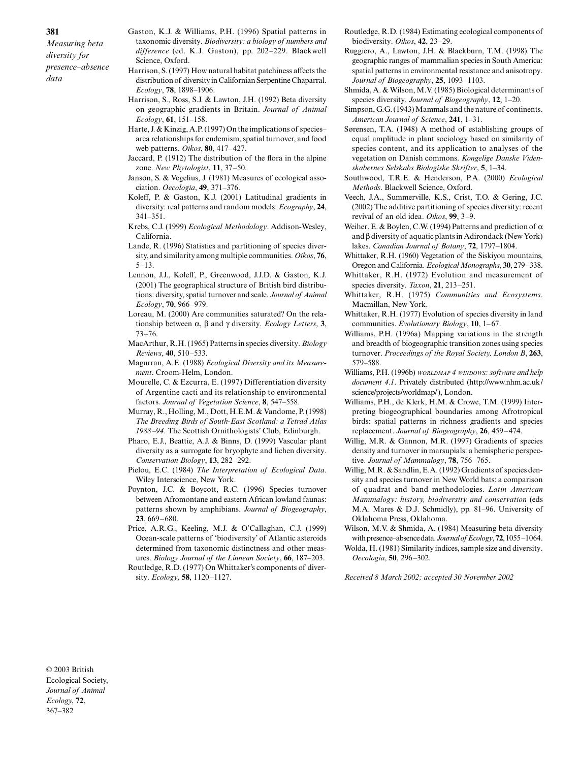Gaston, K.J. & Williams, P.H. (1996) Spatial patterns in taxonomic diversity. *Biodiversity: a biology of numbers and difference* (ed. K.J. Gaston), pp. 202–229. Blackwell Science, Oxford.

Harrison, S. (1997) How natural habitat patchiness affects the distribution of diversity in Californian Serpentine Chaparral. *Ecology*, **78**, 1898–1906.

Harrison, S., Ross, S.J. & Lawton, J.H. (1992) Beta diversity on geographic gradients in Britain. *Journal of Animal Ecology*, **61**, 151–158.

Harte, J. & Kinzig, A.P. (1997) On the implications of species–area relationships for endemism, spatial turnover, and food web patterns. *Oikos*, **80**, 417–427.

Jaccard, P. (1912) The distribution of the flora in the alpine zone. *New Phytologist*, **11**, 37–50.

Janson, S. & Vegelius, J. (1981) Measures of ecological association. *Oecologia*, **49**, 371–376.

Koleff, P. & Gaston, K.J. (2001) Latitudinal gradients in diversity: real patterns and random models. *Ecography*, **24**, 341–351.

Krebs, C.J. (1999) *Ecological Methodology*. Addison-Wesley, California.

Lande, R. (1996) Statistics and partitioning of species diversity, and similarity among multiple communities. *Oikos*, **76**, 5–13.

Lennon, J.J., Koleff, P., Greenwood, J.J.D. & Gaston, K.J. (2001) The geographical structure of British bird distributions: diversity, spatial turnover and scale. *Journal of Animal Ecology*, **70**, 966–979.

Loreau, M. (2000) Are communities saturated? On the relationship between α, β and γ diversity. *Ecology Letters*, **3**, 73–76.

MacArthur, R.H. (1965) Patterns in species diversity. *Biology Reviews*, **40**, 510–533.

Magurran, A.E. (1988) *Ecological Diversity and its Measurement*. Croom-Helm, London.

Mourelle, C. & Ezcurra, E. (1997) Differentiation diversity of Argentine cacti and its relationship to environmental factors. *Journal of Vegetation Science*, **8**, 547–558.

Murray, R., Holling, M., Dott, H.E.M. & Vandome, P. (1998) *The Breeding Birds of South-East Scotland: a Tetrad Atlas 1988–94*. The Scottish Ornithologists' Club, Edinburgh.

Pharo, E.J., Beattie, A.J. & Binns, D. (1999) Vascular plant diversity as a surrogate for bryophyte and lichen diversity. *Conservation Biology*, **13**, 282–292.

Pielou, E.C. (1984) *The Interpretation of Ecological Data*. Wiley Interscience, New York.

Poynton, J.C. & Boycott, R.C. (1996) Species turnover between Afromontane and eastern African lowland faunas: patterns shown by amphibians. *Journal of Biogeography*, **23**, 669–680.

Price, A.R.G., Keeling, M.J. & O'Callaghan, C.J. (1999) Ocean-scale patterns of 'biodiversity' of Atlantic asteroids determined from taxonomic distinctness and other measures. *Biology Journal of the Linnean Society*, **66**, 187–203.

Routledge, R.D. (1977) On Whittaker's components of diversity. *Ecology*, **58**, 1120–1127.

Routledge, R.D. (1984) Estimating ecological components of biodiversity. *Oikos*, **42**, 23–29.

Ruggiero, A., Lawton, J.H. & Blackburn, T.M. (1998) The geographic ranges of mammalian species in South America: spatial patterns in environmental resistance and anisotropy. *Journal of Biogeography*, **25**, 1093–1103.

Shmida, A. & Wilson, M.V. (1985) Biological determinants of species diversity. *Journal of Biogeography*, **12**, 1–20.

Simpson, G.G. (1943) Mammals and the nature of continents. *American Journal of Science*, **241**, 1–31.

Sørensen, T.A. (1948) A method of establishing groups of equal amplitude in plant sociology based on similarity of species content, and its application to analyses of the vegetation on Danish commons. *Kongelige Danske Videnskabernes Selskabs Biologiske Skrifter*, **5**, 1–34.

Southwood, T.R.E. & Henderson, P.A. (2000) *Ecological Methods*. Blackwell Science, Oxford.

Veech, J.A., Summerville, K.S., Crist, T.O. & Gering, J.C. (2002) The additive partitioning of species diversity: recent revival of an old idea. *Oikos*, **99**, 3–9.

Weiher, E. & Boylen, C.W. (1994) Patterns and prediction of α and β diversity of aquatic plants in Adirondack (New York) lakes. *Canadian Journal of Botany*, **72**, 1797–1804.

Whittaker, R.H. (1960) Vegetation of the Siskiyou mountains, Oregon and California. *Ecological Monographs*, **30**, 279–338.

Whittaker, R.H. (1972) Evolution and measurement of species diversity. *Taxon*, **21**, 213–251.

Whittaker, R.H. (1975) *Communities and Ecosystems*. Macmillan, New York.

Whittaker, R.H. (1977) Evolution of species diversity in land communities. *Evolutionary Biology*, **10**, 1–67.

Williams, P.H. (1996a) Mapping variations in the strength and breadth of biogeographic transition zones using species turnover. *Proceedings of the Royal Society, London B*, **263**, 579–588.

Williams, P.H. (1996b) *WORLDMAP 4 WINDOWS: software and help document 4.1*. Privately distributed (http://www.nhm.ac.uk/science/projects/worldmap/), London.

Williams, P.H., de Klerk, H.M. & Crowe, T.M. (1999) Interpreting biogeographical boundaries among Afrotropical birds: spatial patterns in richness gradients and species replacement. *Journal of Biogeography*, **26**, 459–474.

Willig, M.R. & Gannon, M.R. (1997) Gradients of species density and turnover in marsupials: a hemispheric perspective. *Journal of Mammalogy*, **78**, 756–765.

Willig, M.R. & Sandlin, E.A. (1992) Gradients of species density and species turnover in New World bats: a comparison of quadrat and band methodologies. *Latin American Mammalogy: history, biodiversity and conservation* (eds M.A. Mares & D.J. Schmidly), pp. 81–96. University of Oklahoma Press, Oklahoma.

Wilson, M.V. & Shmida, A. (1984) Measuring beta diversity with presence–absence data. *Journal of Ecology*, **72**, 1055–1064.

Wolda, H. (1981) Similarity indices, sample size and diversity. *Oecologia*, **50**, 296–302.

*Received 8 March 2002; accepted 30 November 2002*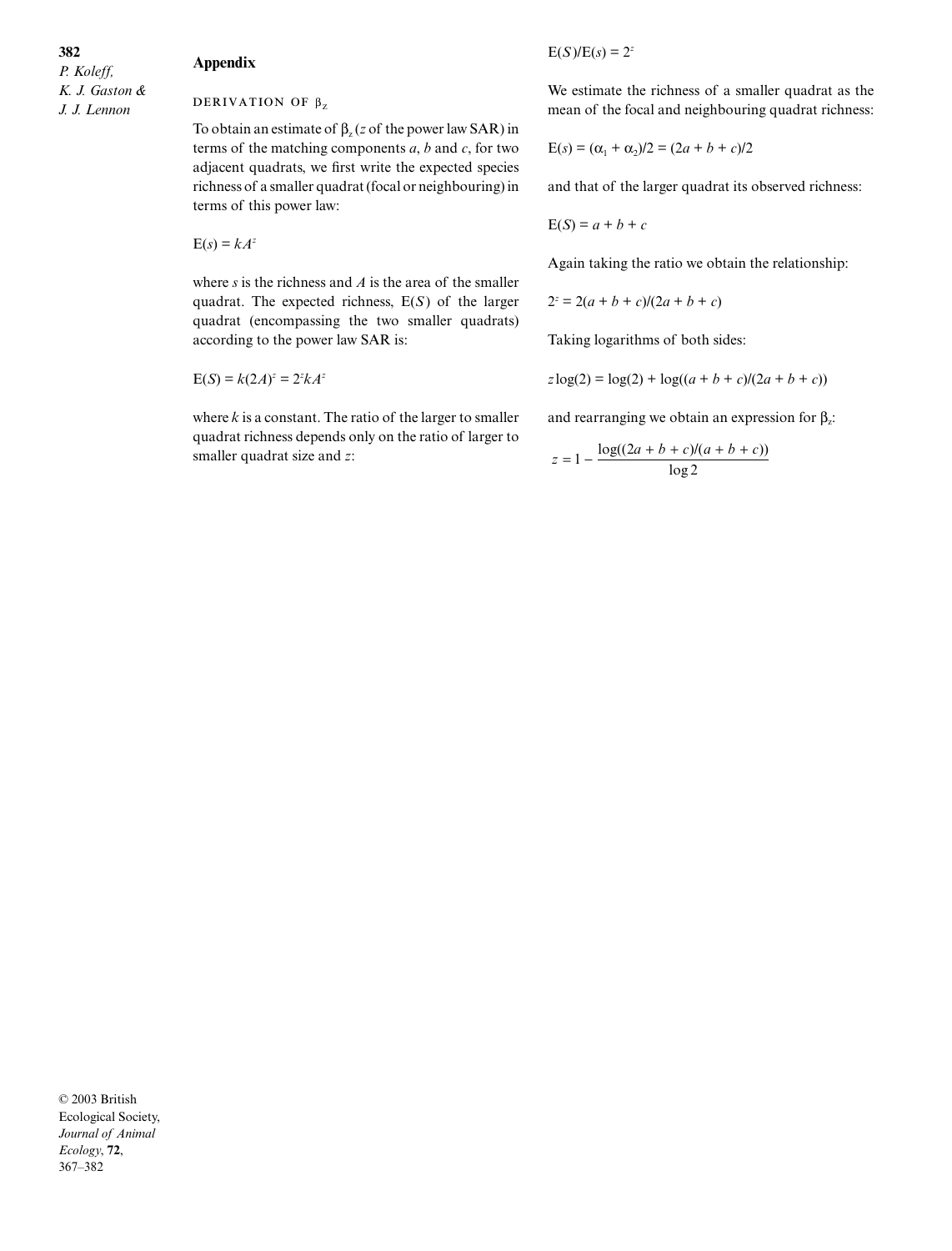## Appendix

### DERIVATION OF $\beta_z$

To obtain an estimate of $\beta_z$ ($z$ of the power law SAR) in terms of the matching components $a$, $b$ and $c$, for two adjacent quadrats, we first write the expected species richness of a smaller quadrat (focal or neighbouring) in terms of this power law:

$$E(s) = kA^z$$

where $s$ is the richness and $A$ is the area of the smaller quadrat. The expected richness, $E(S)$ of the larger quadrat (encompassing the two smaller quadrats) according to the power law SAR is:

$$E(S) = k(2A)^z = 2^z kA^z$$

where $k$ is a constant. The ratio of the larger to smaller quadrat richness depends only on the ratio of larger to smaller quadrat size and $z$:

$$E(S)/E(s) = 2^z$$

We estimate the richness of a smaller quadrat as the mean of the focal and neighbouring quadrat richness:

$$E(s) = (\alpha_1 + \alpha_2)/2 = (2a + b + c)/2$$

and that of the larger quadrat its observed richness:

$$E(S) = a + b + c$$

Again taking the ratio we obtain the relationship:

$$2^z = 2(a + b + c)/(2a + b + c)$$

Taking logarithms of both sides:

$$z\log(2) = \log(2) + \log((a + b + c)/(2a + b + c))$$

and rearranging we obtain an expression for $\beta_z$:

$$z = 1 - \frac{\log((2a + b + c)/(a + b + c))}{\log 2}$$